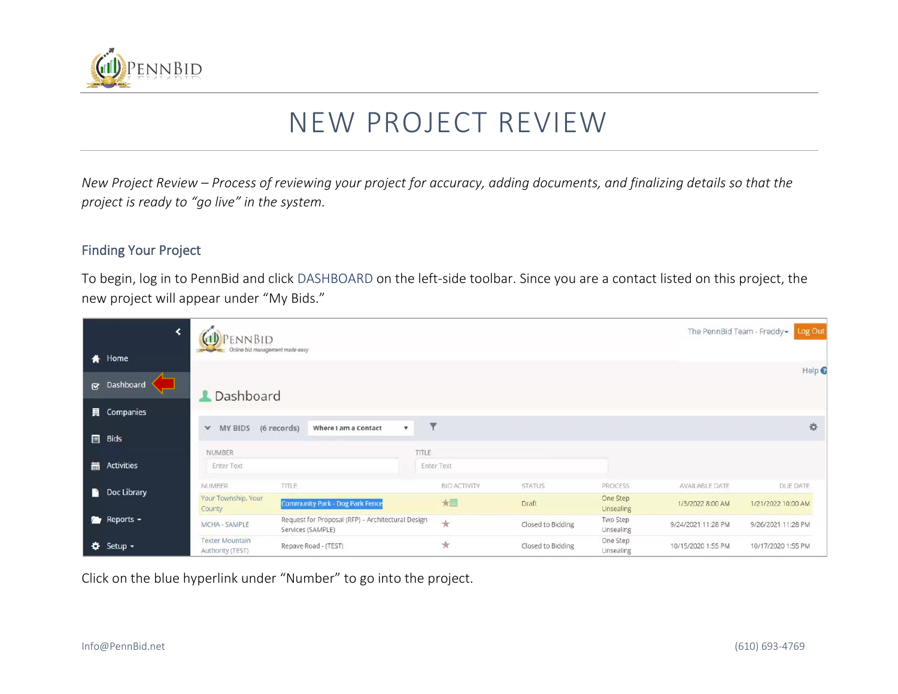# NEW PROJECT REVIEW

*New Project Review – Process of reviewing your project for accuracy, adding documents, and finalizing details so that the project is ready to "go live" in the system.*

## Finding Your Project

To begin, log in to PennBid and click DASHBOARD on the left-side toolbar. Since you are a contact listed on this project, the new project will appear under "My Bids."

Click on the blue hyperlink under "Number" to go into the project.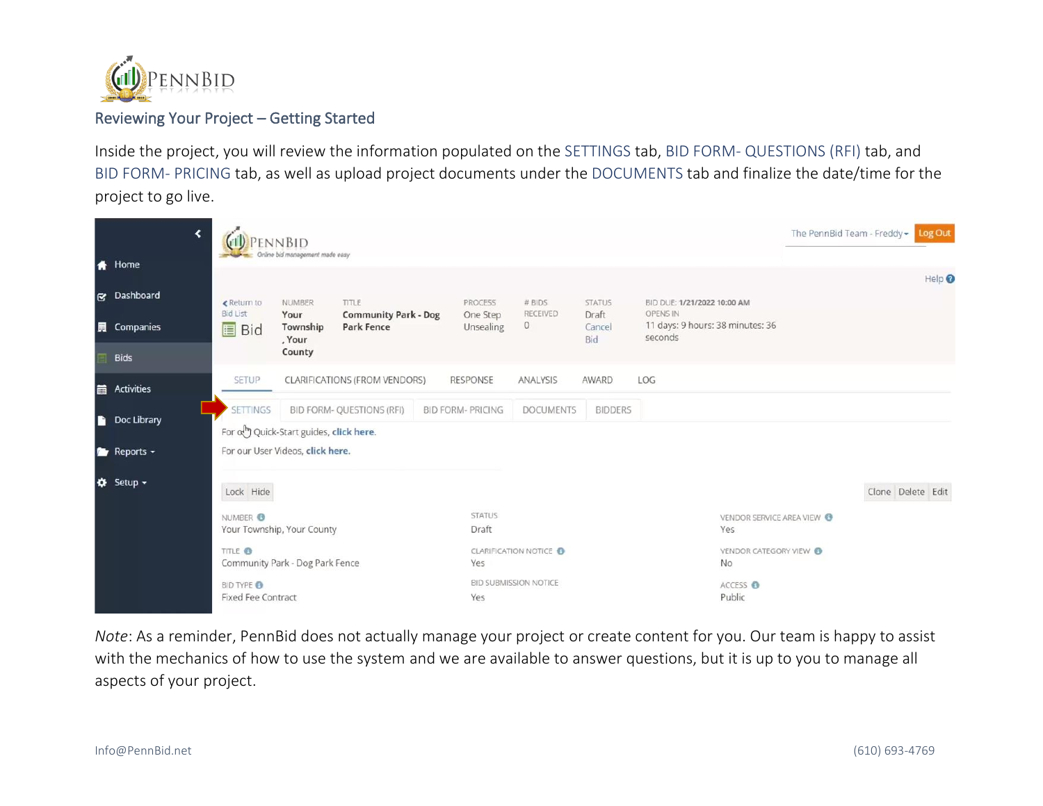## Reviewing Your Project – Getting Started

Inside the project, you will review the information populated on the SETTINGS tab, BID FORM- QUESTIONS (RFI) tab, and BID FORM- PRICING tab, as well as upload project documents under the DOCUMENTS tab and finalize the date/time for the project to go live.

*Note*: As a reminder, PennBid does not actually manage your project or create content for you. Our team is happy to assist with the mechanics of how to use the system and we are available to answer questions, but it is up to you to manage all aspects of your project.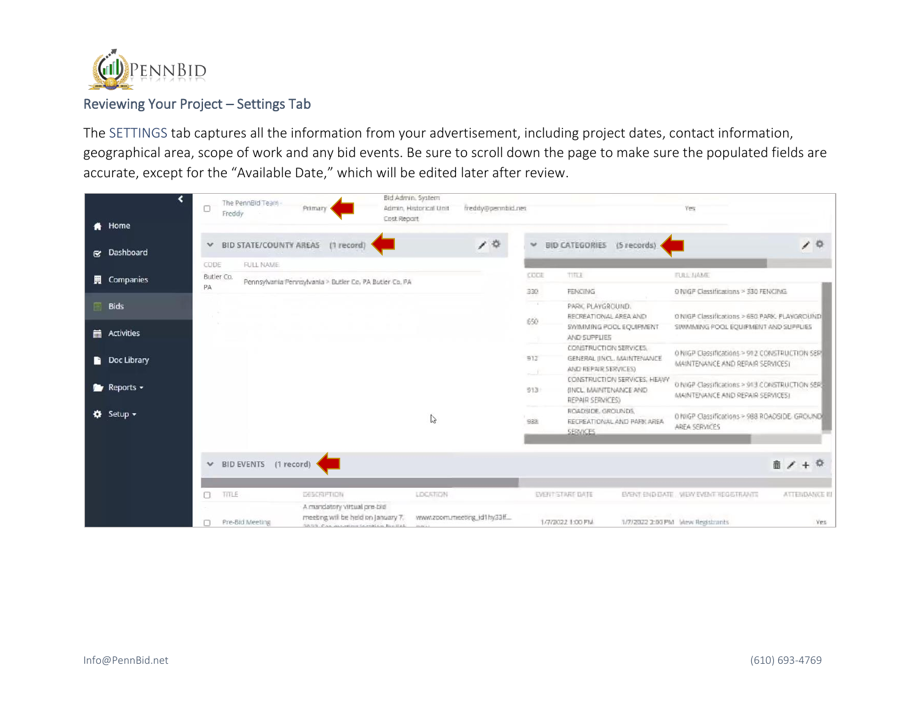## Reviewing Your Project – Settings Tab

The SETTINGS tab captures all the information from your advertisement, including project dates, contact information, geographical area, scope of work and any bid events. Be sure to scroll down the page to make sure the populated fields are accurate, except for the "Available Date," which will be edited later after review.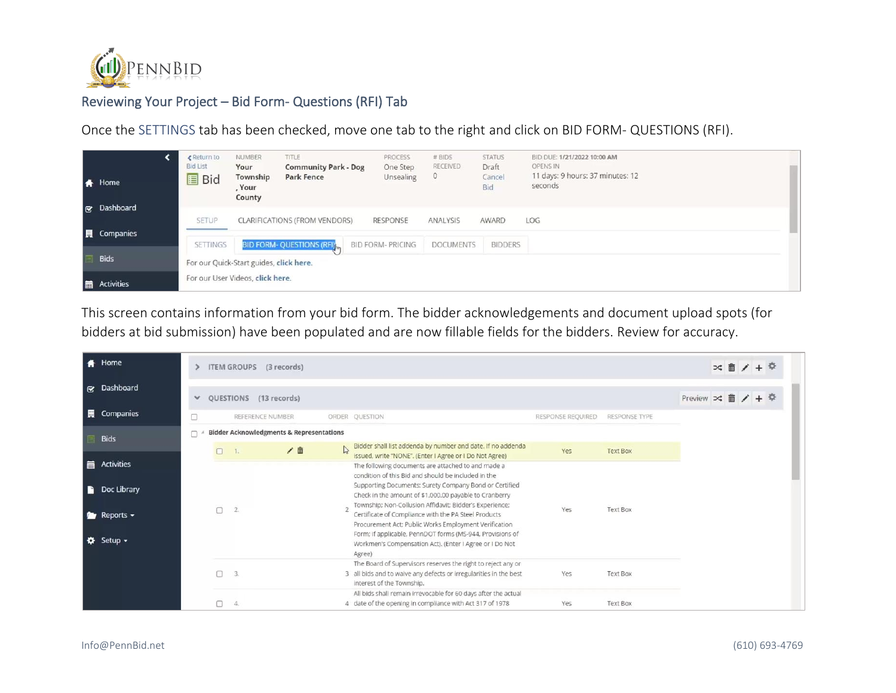## Reviewing Your Project – Bid Form- Questions (RFI) Tab

Once the SETTINGS tab has been checked, move one tab to the right and click on BID FORM- QUESTIONS (RFI).

This screen contains information from your bid form. The bidder acknowledgements and document upload spots (for bidders at bid submission) have been populated and are now fillable fields for the bidders. Review for accuracy.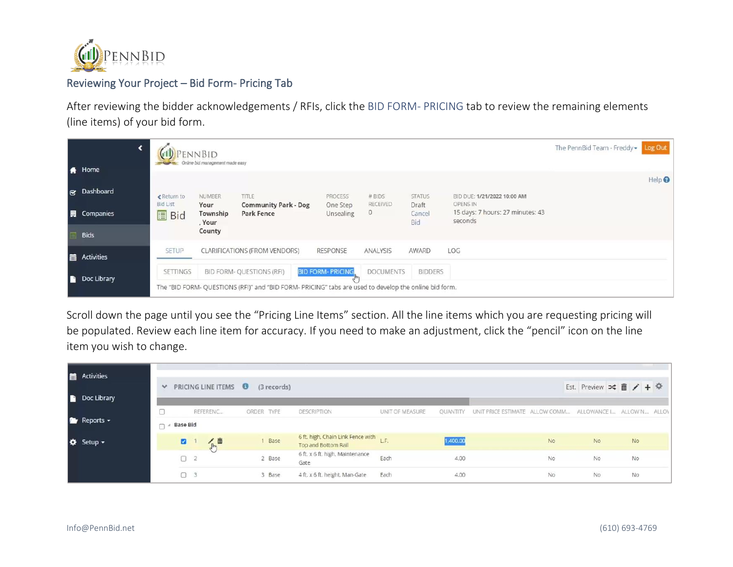## Reviewing Your Project – Bid Form- Pricing Tab

After reviewing the bidder acknowledgements / RFIs, click the BID FORM- PRICING tab to review the remaining elements (line items) of your bid form.

Scroll down the page until you see the "Pricing Line Items" section. All the line items which you are requesting pricing will be populated. Review each line item for accuracy. If you need to make an adjustment, click the "pencil" icon on the line item you wish to change.

Info@PennBid.net (610) 693-4769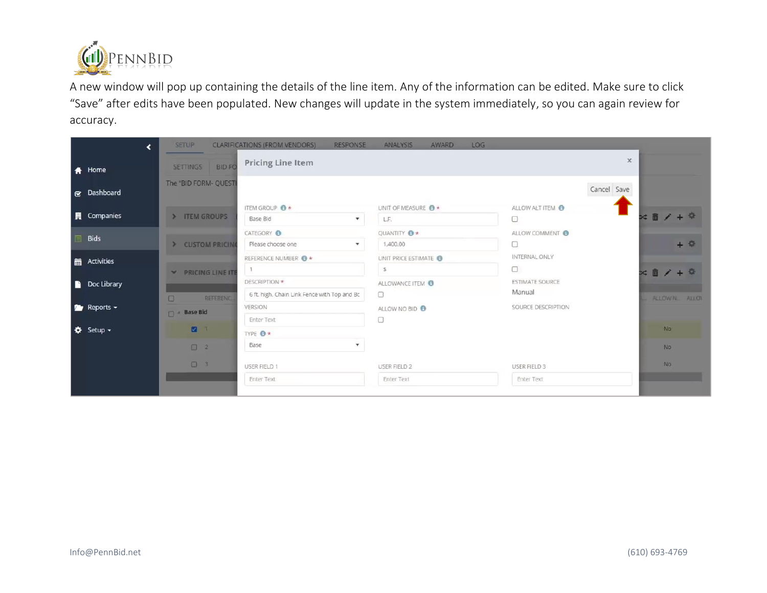A new window will pop up containing the details of the line item. Any of the information can be edited. Make sure to click "Save" after edits have been populated. New changes will update in the system immediately, so you can again review for accuracy.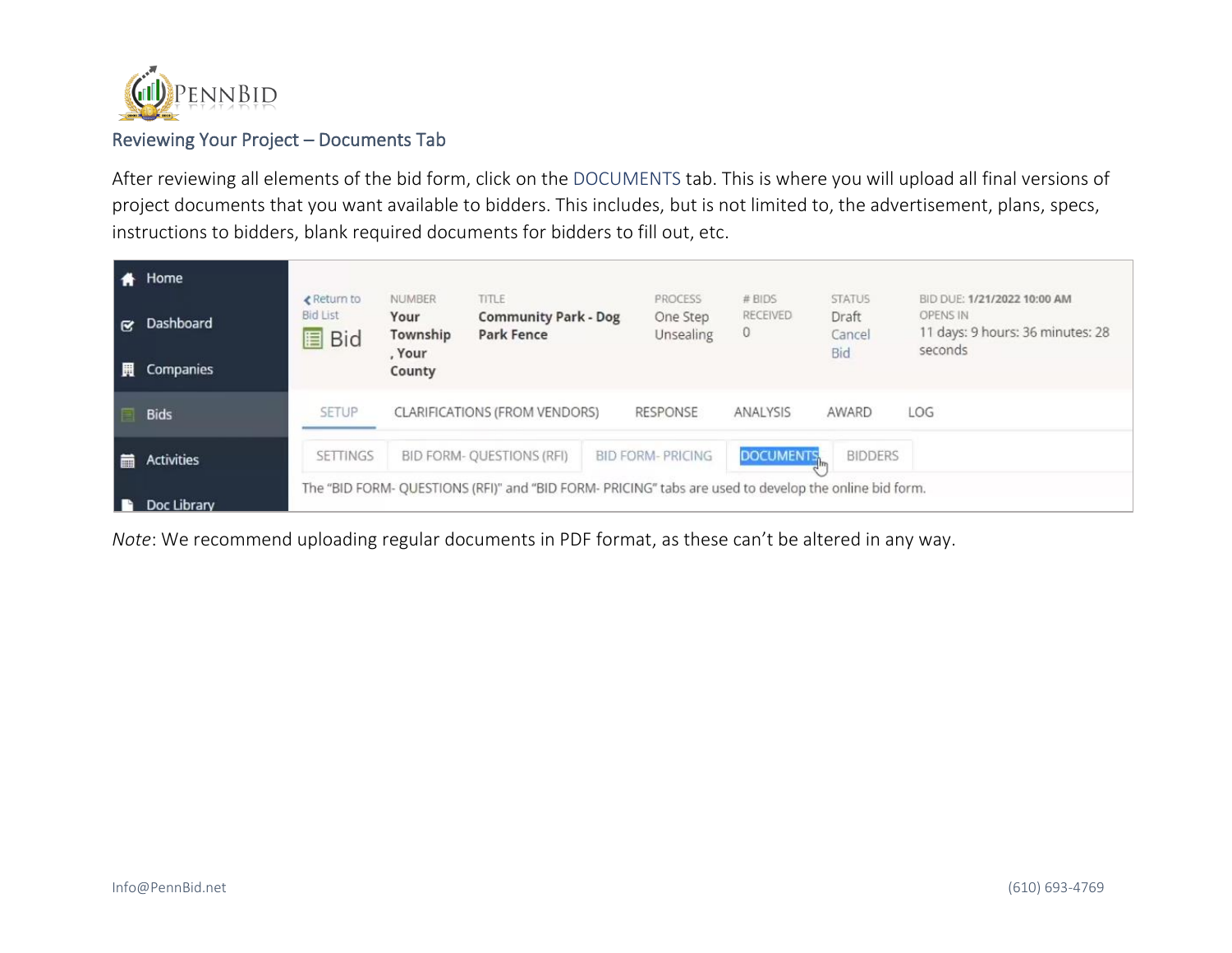## Reviewing Your Project – Documents Tab

After reviewing all elements of the bid form, click on the DOCUMENTS tab. This is where you will upload all final versions of project documents that you want available to bidders. This includes, but is not limited to, the advertisement, plans, specs, instructions to bidders, blank required documents for bidders to fill out, etc.

*Note*: We recommend uploading regular documents in PDF format, as these can't be altered in any way.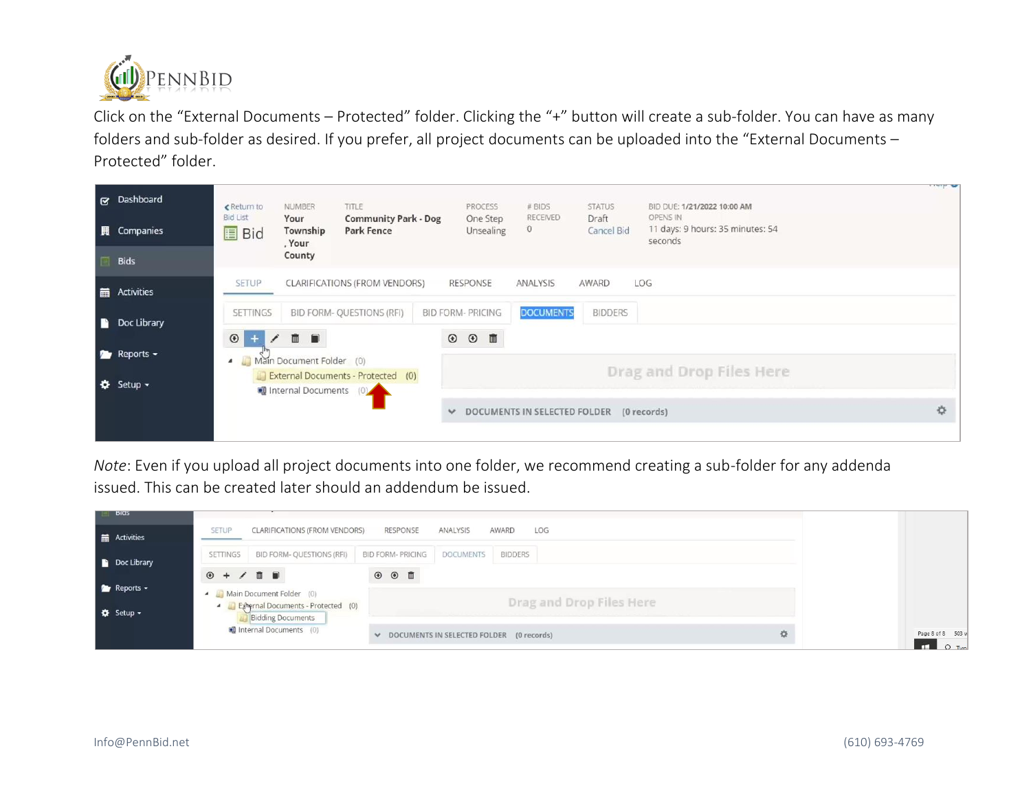Click on the “External Documents – Protected” folder. Clicking the “+” button will create a sub-folder. You can have as many folders and sub-folder as desired. If you prefer, all project documents can be uploaded into the “External Documents – Protected” folder.

*Note*: Even if you upload all project documents into one folder, we recommend creating a sub-folder for any addenda issued. This can be created later should an addendum be issued.

Info@PennBid.net (610) 693-4769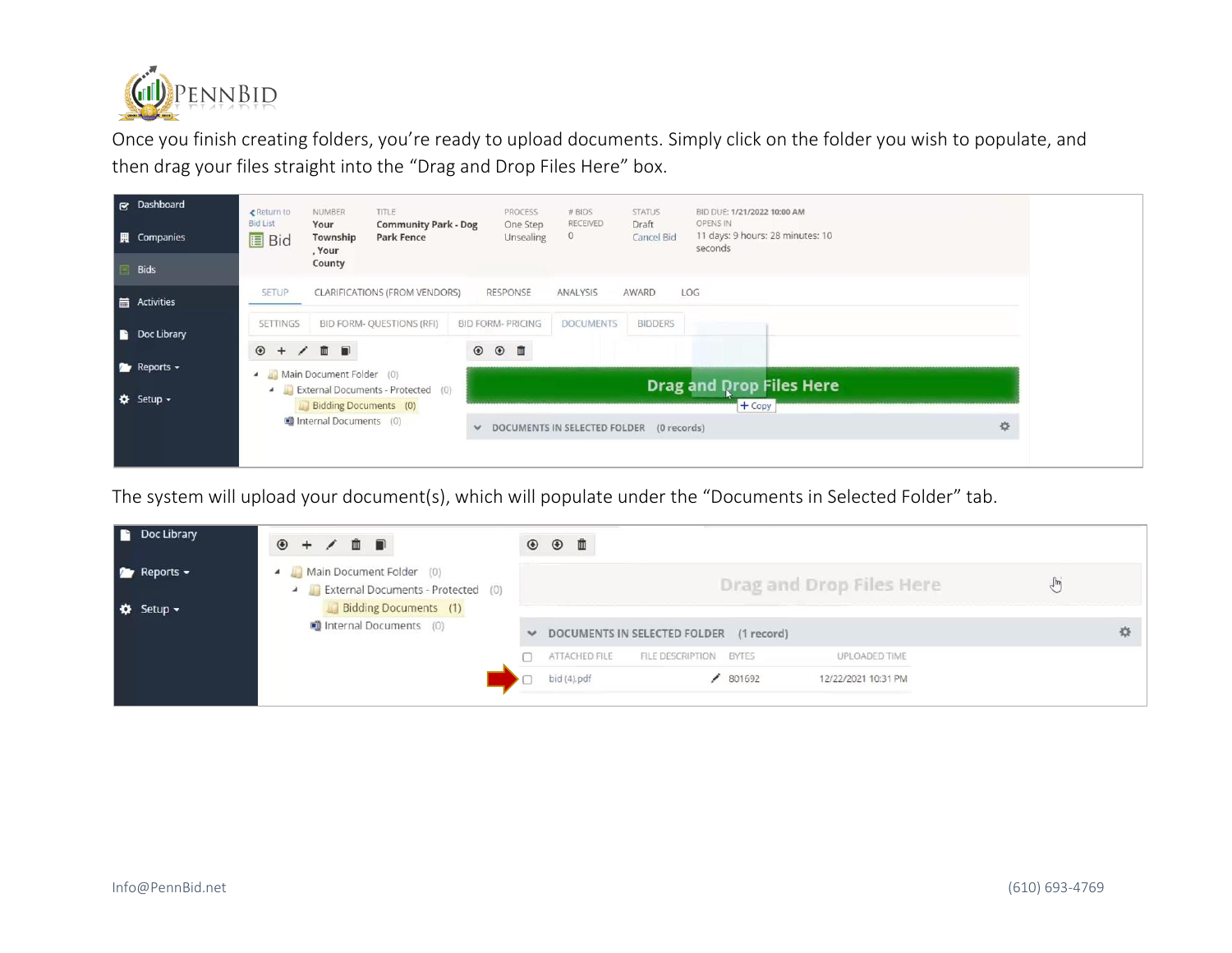Once you finish creating folders, you're ready to upload documents. Simply click on the folder you wish to populate, and then drag your files straight into the "Drag and Drop Files Here" box.

The system will upload your document(s), which will populate under the "Documents in Selected Folder" tab.

Info@PennBid.net (610) 693-4769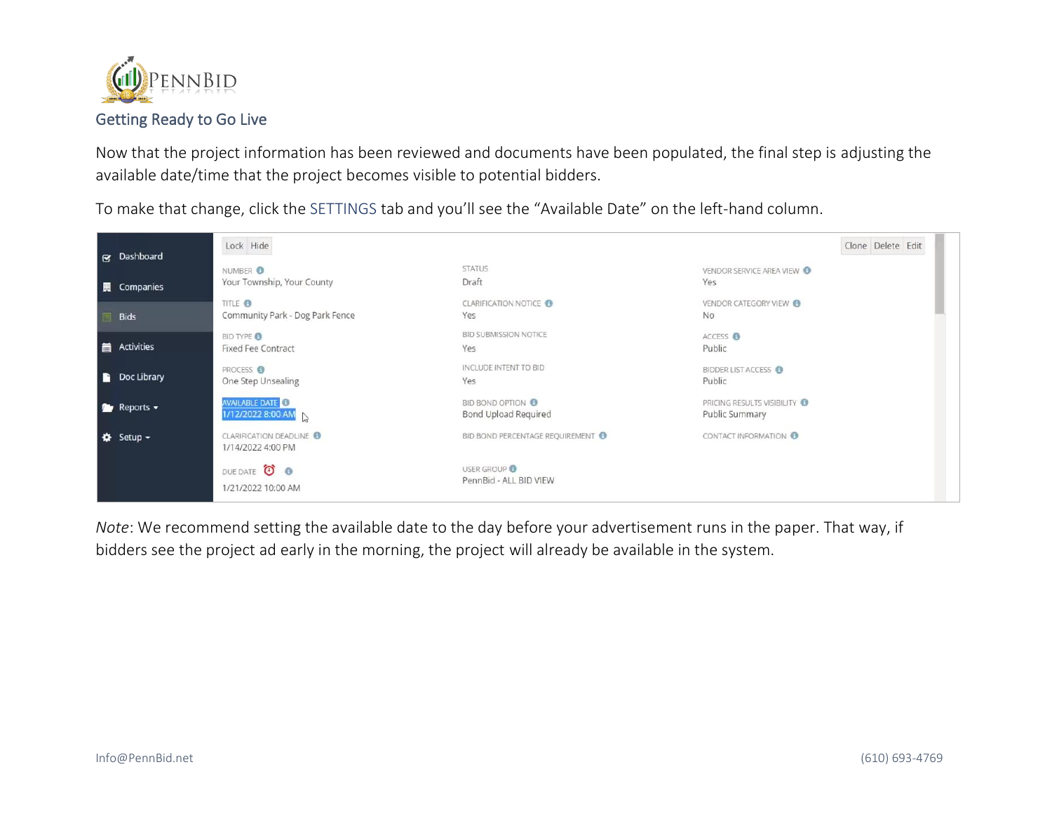## Getting Ready to Go Live

Now that the project information has been reviewed and documents have been populated, the final step is adjusting the available date/time that the project becomes visible to potential bidders.

To make that change, click the SETTINGS tab and you'll see the "Available Date" on the left-hand column.

| | | | |
|---|---|---|---|
| Dashboard | NUMBER<br>Your Township, Your County | STATUS<br>Draft | VENDOR SERVICE AREA VIEW<br>Yes |
| Companies | TITLE<br>Community Park - Dog Park Fence | CLARIFICATION NOTICE<br>Yes | VENDOR CATEGORY VIEW<br>No |
| Bids | BID TYPE<br>Fixed Fee Contract | BID SUBMISSION NOTICE<br>Yes | ACCESS<br>Public |
| Activities | PROCESS<br>One Step Unsealing | INCLUDE INTENT TO BID<br>Yes | BIDDER LIST ACCESS<br>Public |
| Doc Library | AVAILABLE DATE<br>1/12/2022 8:00 AM | BID BOND OPTION<br>Bond Upload Required | PRICING RESULTS VISIBILITY<br>Public Summary |
| Reports | CLARIFICATION DEADLINE<br>1/14/2022 4:00 PM | BID BOND PERCENTAGE REQUIREMENT | CONTACT INFORMATION |
| Setup | DUE DATE<br>1/21/2022 10:00 AM | USER GROUP<br>PennBid - ALL BID VIEW | |

*Note*: We recommend setting the available date to the day before your advertisement runs in the paper. That way, if bidders see the project ad early in the morning, the project will already be available in the system.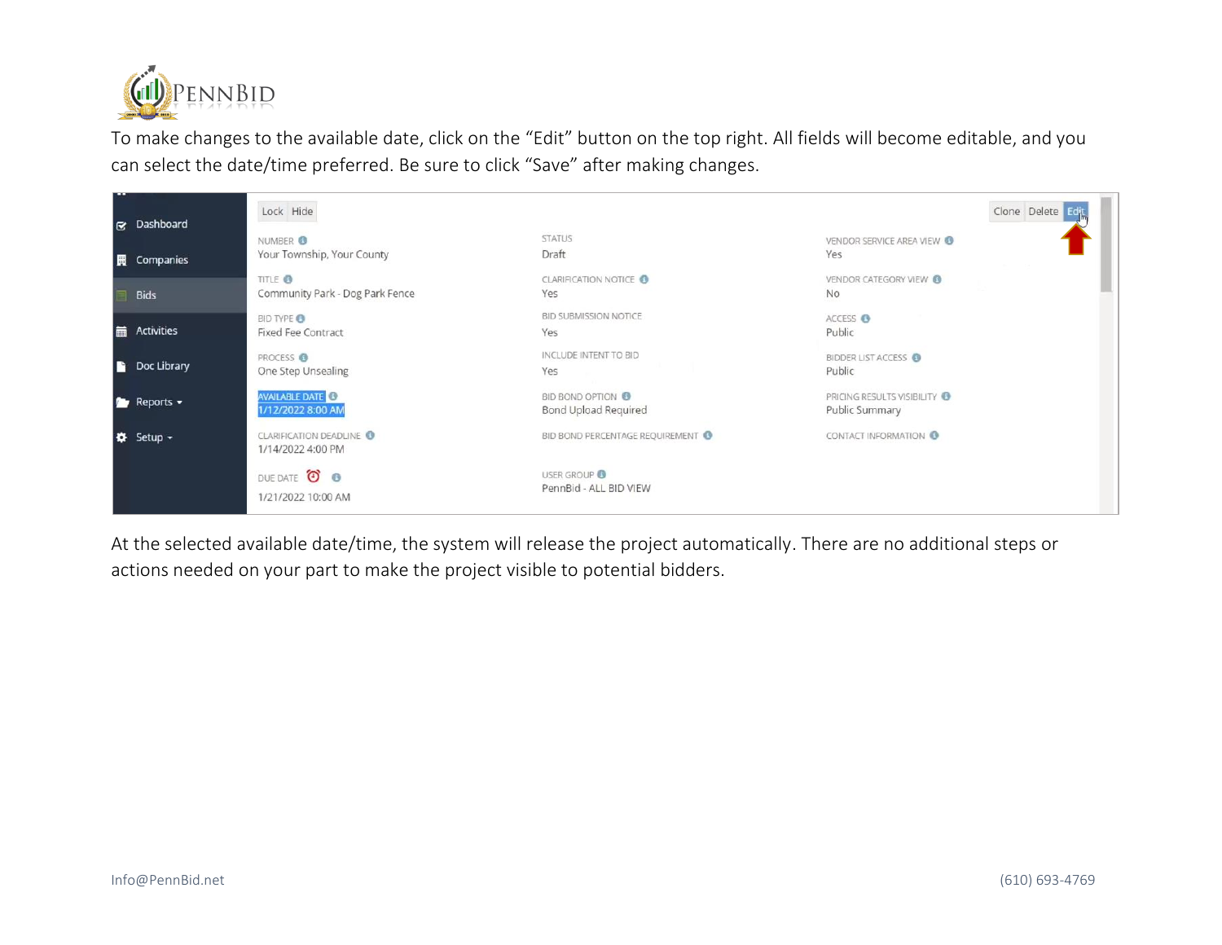To make changes to the available date, click on the "Edit" button on the top right. All fields will become editable, and you can select the date/time preferred. Be sure to click "Save" after making changes.

At the selected available date/time, the system will release the project automatically. There are no additional steps or actions needed on your part to make the project visible to potential bidders.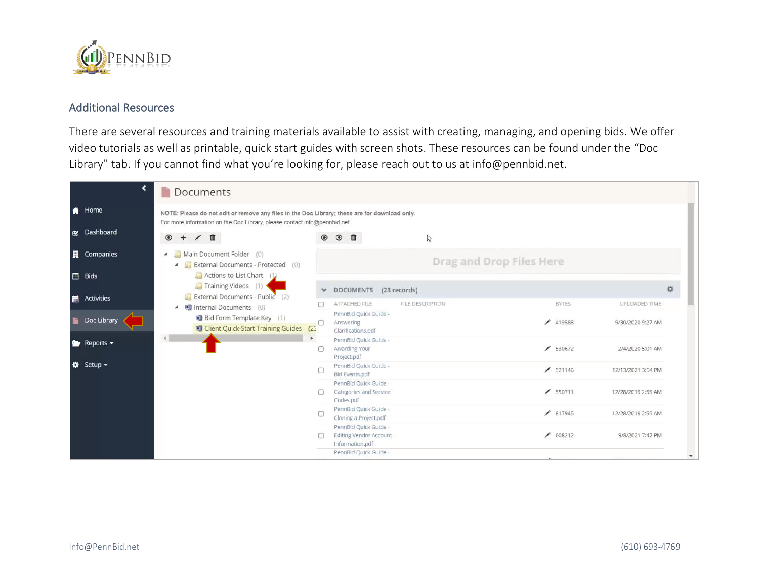## Additional Resources

There are several resources and training materials available to assist with creating, managing, and opening bids. We offer video tutorials as well as printable, quick start guides with screen shots. These resources can be found under the "Doc Library" tab. If you cannot find what you're looking for, please reach out to us at info@pennbid.net.